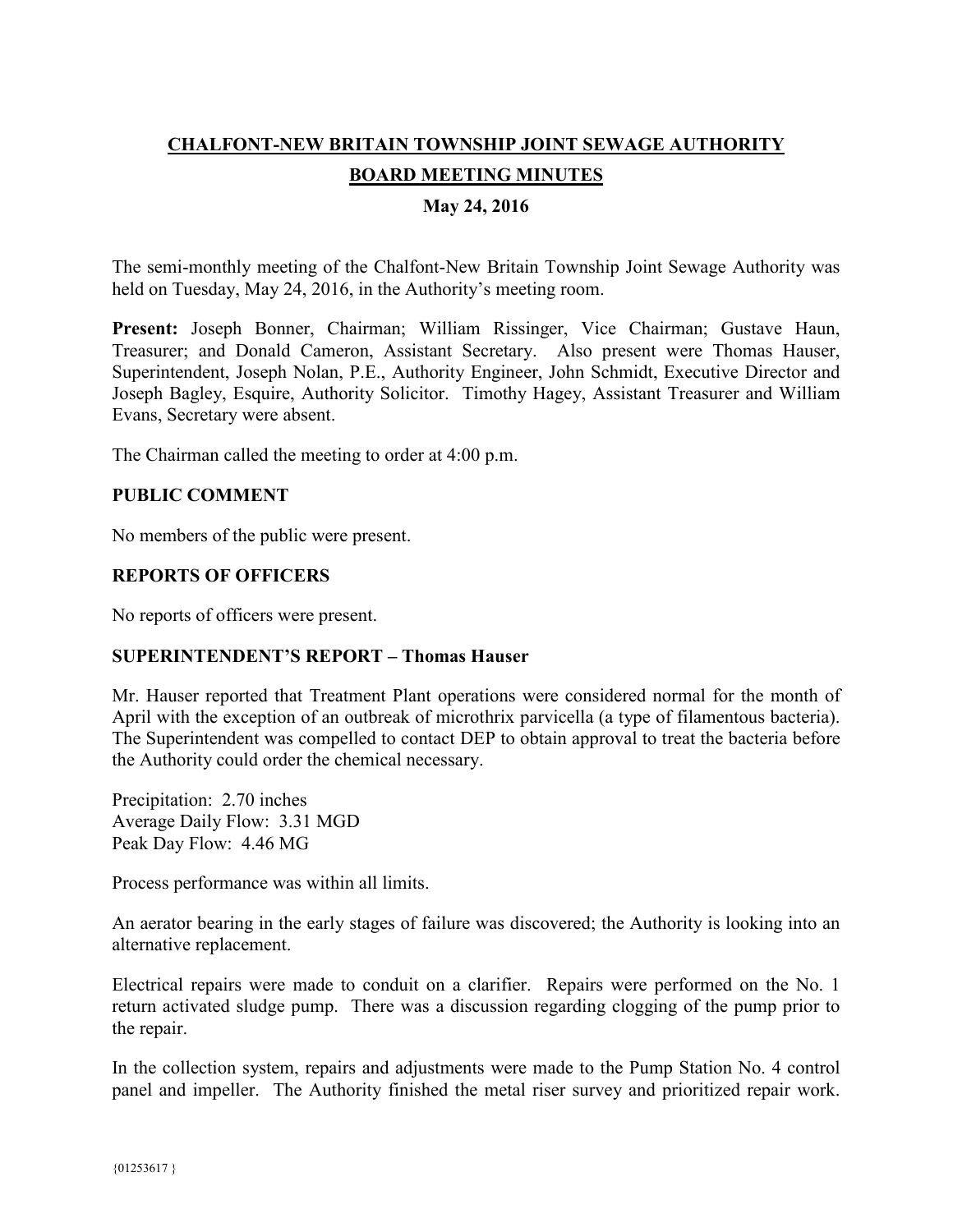**CHALFONT-NEW BRITAIN TOWNSHIP JOINT SEWAGE AUTHORITY**

**BOARD MEETING MINUTES**

**May 24, 2016**

The semi-monthly meeting of the Chalfont-New Britain Township Joint Sewage Authority was held on Tuesday, May 24, 2016, in the Authority's meeting room.

**Present:** Joseph Bonner, Chairman; William Rissinger, Vice Chairman; Gustave Haun, Treasurer; and Donald Cameron, Assistant Secretary. Also present were Thomas Hauser, Superintendent, Joseph Nolan, P.E., Authority Engineer, John Schmidt, Executive Director and Joseph Bagley, Esquire, Authority Solicitor. Timothy Hagey, Assistant Treasurer and William Evans, Secretary were absent.

The Chairman called the meeting to order at 4:00 p.m.

## PUBLIC COMMENT

No members of the public were present.

## REPORTS OF OFFICERS

No reports of officers were present.

## SUPERINTENDENT'S REPORT – Thomas Hauser

Mr. Hauser reported that Treatment Plant operations were considered normal for the month of April with the exception of an outbreak of microthrix parvicella (a type of filamentous bacteria). The Superintendent was compelled to contact DEP to obtain approval to treat the bacteria before the Authority could order the chemical necessary.

Precipitation: 2.70 inches
Average Daily Flow: 3.31 MGD
Peak Day Flow: 4.46 MG

Process performance was within all limits.

An aerator bearing in the early stages of failure was discovered; the Authority is looking into an alternative replacement.

Electrical repairs were made to conduit on a clarifier. Repairs were performed on the No. 1 return activated sludge pump. There was a discussion regarding clogging of the pump prior to the repair.

In the collection system, repairs and adjustments were made to the Pump Station No. 4 control panel and impeller. The Authority finished the metal riser survey and prioritized repair work.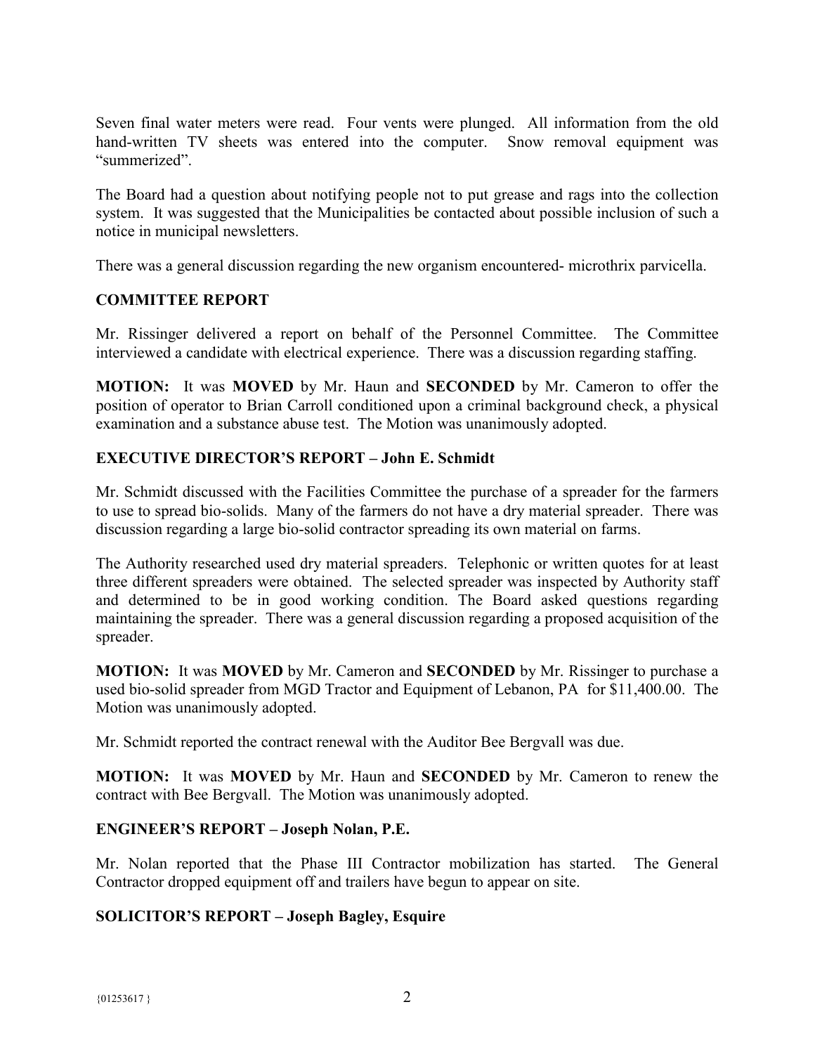Seven final water meters were read. Four vents were plunged. All information from the old hand-written TV sheets was entered into the computer. Snow removal equipment was "summerized".

The Board had a question about notifying people not to put grease and rags into the collection system. It was suggested that the Municipalities be contacted about possible inclusion of such a notice in municipal newsletters.

There was a general discussion regarding the new organism encountered- microthrix parvicella.

## COMMITTEE REPORT

Mr. Rissinger delivered a report on behalf of the Personnel Committee. The Committee interviewed a candidate with electrical experience. There was a discussion regarding staffing.

**MOTION:** It was **MOVED** by Mr. Haun and **SECONDED** by Mr. Cameron to offer the position of operator to Brian Carroll conditioned upon a criminal background check, a physical examination and a substance abuse test. The Motion was unanimously adopted.

## EXECUTIVE DIRECTOR'S REPORT – John E. Schmidt

Mr. Schmidt discussed with the Facilities Committee the purchase of a spreader for the farmers to use to spread bio-solids. Many of the farmers do not have a dry material spreader. There was discussion regarding a large bio-solid contractor spreading its own material on farms.

The Authority researched used dry material spreaders. Telephonic or written quotes for at least three different spreaders were obtained. The selected spreader was inspected by Authority staff and determined to be in good working condition. The Board asked questions regarding maintaining the spreader. There was a general discussion regarding a proposed acquisition of the spreader.

**MOTION:** It was **MOVED** by Mr. Cameron and **SECONDED** by Mr. Rissinger to purchase a used bio-solid spreader from MGD Tractor and Equipment of Lebanon, PA for $11,400.00. The Motion was unanimously adopted.

Mr. Schmidt reported the contract renewal with the Auditor Bee Bergvall was due.

**MOTION:** It was **MOVED** by Mr. Haun and **SECONDED** by Mr. Cameron to renew the contract with Bee Bergvall. The Motion was unanimously adopted.

## ENGINEER'S REPORT – Joseph Nolan, P.E.

Mr. Nolan reported that the Phase III Contractor mobilization has started. The General Contractor dropped equipment off and trailers have begun to appear on site.

## SOLICITOR'S REPORT – Joseph Bagley, Esquire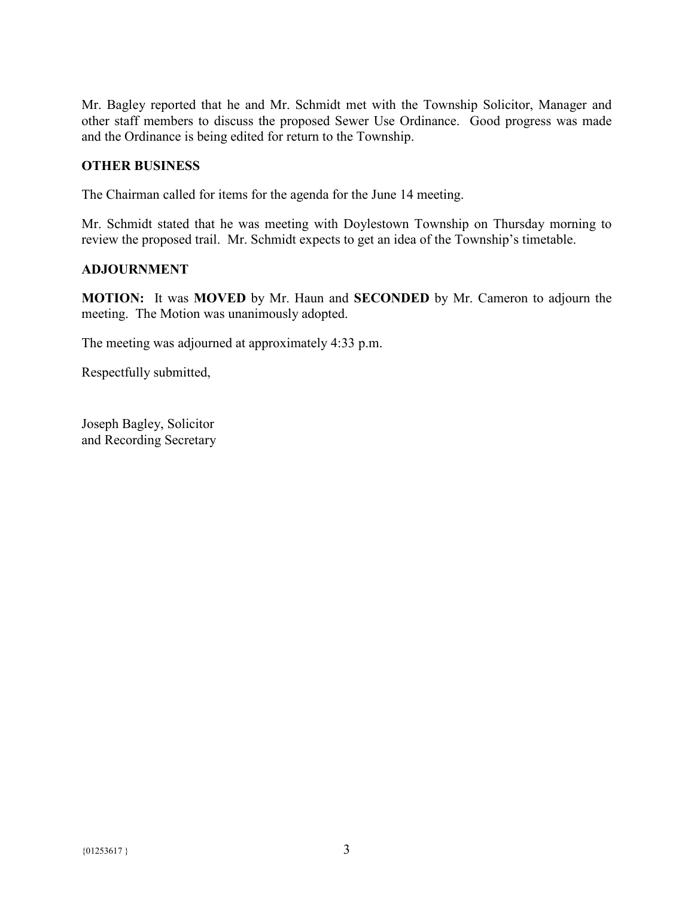Mr. Bagley reported that he and Mr. Schmidt met with the Township Solicitor, Manager and other staff members to discuss the proposed Sewer Use Ordinance. Good progress was made and the Ordinance is being edited for return to the Township.

**OTHER BUSINESS**

The Chairman called for items for the agenda for the June 14 meeting.

Mr. Schmidt stated that he was meeting with Doylestown Township on Thursday morning to review the proposed trail. Mr. Schmidt expects to get an idea of the Township's timetable.

**ADJOURNMENT**

**MOTION:** It was **MOVED** by Mr. Haun and **SECONDED** by Mr. Cameron to adjourn the meeting. The Motion was unanimously adopted.

The meeting was adjourned at approximately 4:33 p.m.

Respectfully submitted,

Joseph Bagley, Solicitor
and Recording Secretary

{01253617 }